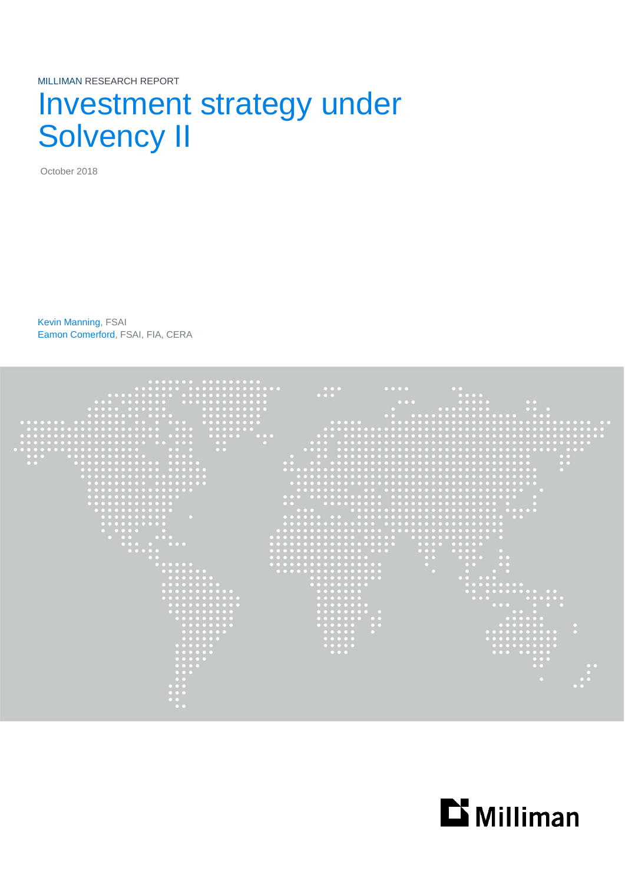MILLIMAN RESEARCH REPORT

# Investment strategy under Solvency II

October 2018

Kevin Manning, FSAI
Eamon Comerford, FSAI, FIA, CERA

Milliman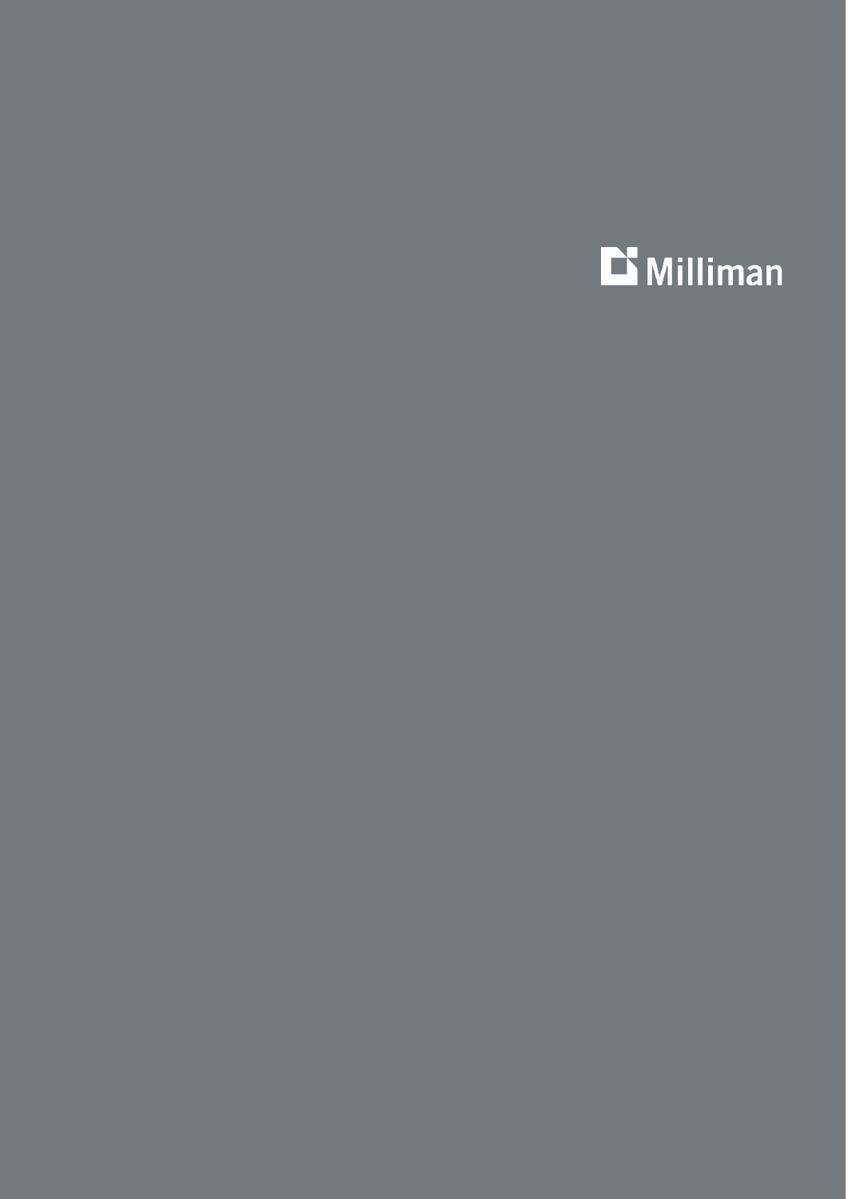Milliman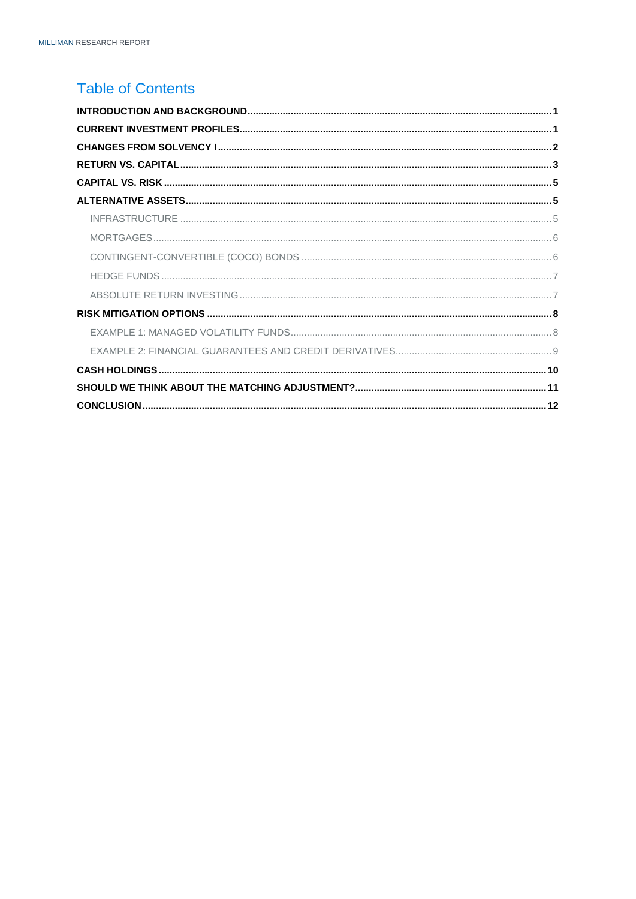# Table of Contents

**INTRODUCTION AND BACKGROUND** ..... **1**

**CURRENT INVESTMENT PROFILES** ..... **1**

**CHANGES FROM SOLVENCY I** ..... **2**

**RETURN VS. CAPITAL** ..... **3**

**CAPITAL VS. RISK** ..... **5**

**ALTERNATIVE ASSETS** ..... **5**

- INFRASTRUCTURE ..... 5
- MORTGAGES ..... 6
- CONTINGENT-CONVERTIBLE (COCO) BONDS ..... 6
- HEDGE FUNDS ..... 7
- ABSOLUTE RETURN INVESTING ..... 7

**RISK MITIGATION OPTIONS** ..... **8**

- EXAMPLE 1: MANAGED VOLATILITY FUNDS ..... 8
- EXAMPLE 2: FINANCIAL GUARANTEES AND CREDIT DERIVATIVES ..... 9

**CASH HOLDINGS** ..... **10**

**SHOULD WE THINK ABOUT THE MATCHING ADJUSTMENT?** ..... **11**

**CONCLUSION** ..... **12**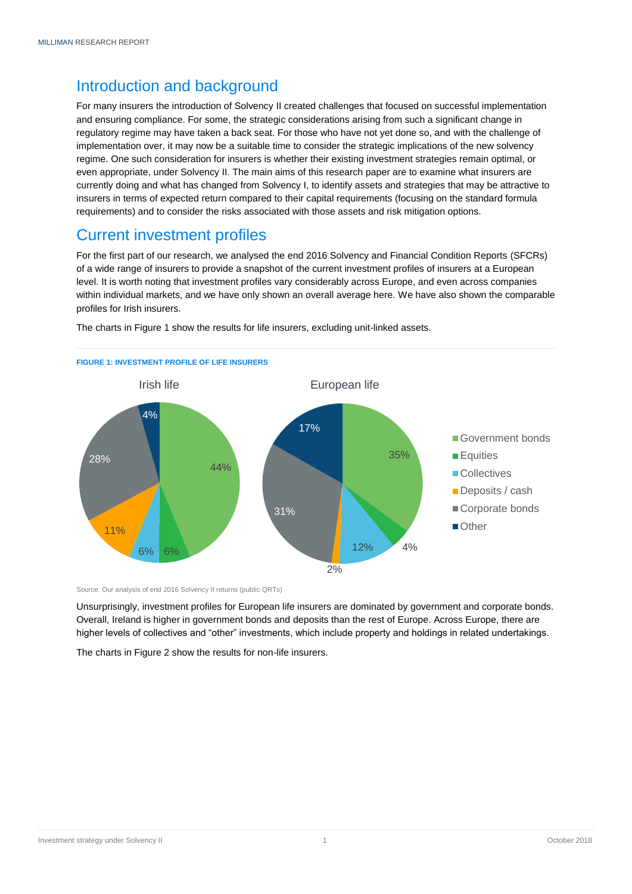## Introduction and background

For many insurers the introduction of Solvency II created challenges that focused on successful implementation and ensuring compliance. For some, the strategic considerations arising from such a significant change in regulatory regime may have taken a back seat. For those who have not yet done so, and with the challenge of implementation over, it may now be a suitable time to consider the strategic implications of the new solvency regime. One such consideration for insurers is whether their existing investment strategies remain optimal, or even appropriate, under Solvency II. The main aims of this research paper are to examine what insurers are currently doing and what has changed from Solvency I, to identify assets and strategies that may be attractive to insurers in terms of expected return compared to their capital requirements (focusing on the standard formula requirements) and to consider the risks associated with those assets and risk mitigation options.

## Current investment profiles

For the first part of our research, we analysed the end 2016 Solvency and Financial Condition Reports (SFCRs) of a wide range of insurers to provide a snapshot of the current investment profiles of insurers at a European level. It is worth noting that investment profiles vary considerably across Europe, and even across companies within individual markets, and we have only shown an overall average here. We have also shown the comparable profiles for Irish insurers.

The charts in Figure 1 show the results for life insurers, excluding unit-linked assets.

**FIGURE 1: INVESTMENT PROFILE OF LIFE INSURERS**

| | Irish life | European life |
|---|---|---|
| Government bonds | 44% | 35% |
| Equities | 6% | 4% |
| Collectives | 6% | 12% |
| Deposits / cash | 11% | 2% |
| Corporate bonds | 28% | 31% |
| Other | 4% | 17% |

Source: Our analysis of end 2016 Solvency II returns (public QRTs)

Unsurprisingly, investment profiles for European life insurers are dominated by government and corporate bonds. Overall, Ireland is higher in government bonds and deposits than the rest of Europe. Across Europe, there are higher levels of collectives and "other" investments, which include property and holdings in related undertakings.

The charts in Figure 2 show the results for non-life insurers.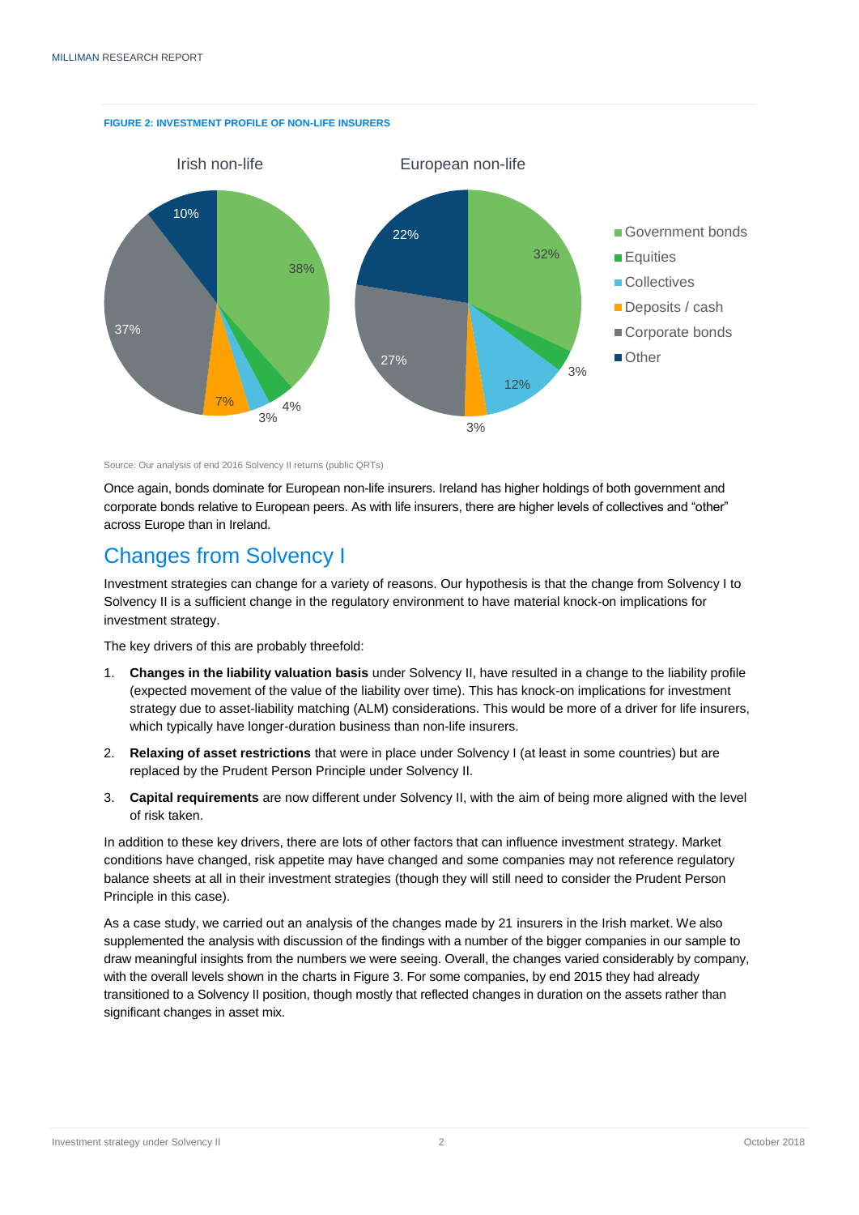**FIGURE 2: INVESTMENT PROFILE OF NON-LIFE INSURERS**

| | Irish non-life | European non-life |
|---|---|---|
| Government bonds | 38% | 32% |
| Equities | 4% | 3% |
| Collectives | 3% | 12% |
| Deposits / cash | 7% | 3% |
| Corporate bonds | 37% | 27% |
| Other | 10% | 22% |

Source: Our analysis of end 2016 Solvency II returns (public QRTs)

Once again, bonds dominate for European non-life insurers. Ireland has higher holdings of both government and corporate bonds relative to European peers. As with life insurers, there are higher levels of collectives and "other" across Europe than in Ireland.

## Changes from Solvency I

Investment strategies can change for a variety of reasons. Our hypothesis is that the change from Solvency I to Solvency II is a sufficient change in the regulatory environment to have material knock-on implications for investment strategy.

The key drivers of this are probably threefold:

1. **Changes in the liability valuation basis** under Solvency II, have resulted in a change to the liability profile (expected movement of the value of the liability over time). This has knock-on implications for investment strategy due to asset-liability matching (ALM) considerations. This would be more of a driver for life insurers, which typically have longer-duration business than non-life insurers.
2. **Relaxing of asset restrictions** that were in place under Solvency I (at least in some countries) but are replaced by the Prudent Person Principle under Solvency II.
3. **Capital requirements** are now different under Solvency II, with the aim of being more aligned with the level of risk taken.

In addition to these key drivers, there are lots of other factors that can influence investment strategy. Market conditions have changed, risk appetite may have changed and some companies may not reference regulatory balance sheets at all in their investment strategies (though they will still need to consider the Prudent Person Principle in this case).

As a case study, we carried out an analysis of the changes made by 21 insurers in the Irish market. We also supplemented the analysis with discussion of the findings with a number of the bigger companies in our sample to draw meaningful insights from the numbers we were seeing. Overall, the changes varied considerably by company, with the overall levels shown in the charts in Figure 3. For some companies, by end 2015 they had already transitioned to a Solvency II position, though mostly that reflected changes in duration on the assets rather than significant changes in asset mix.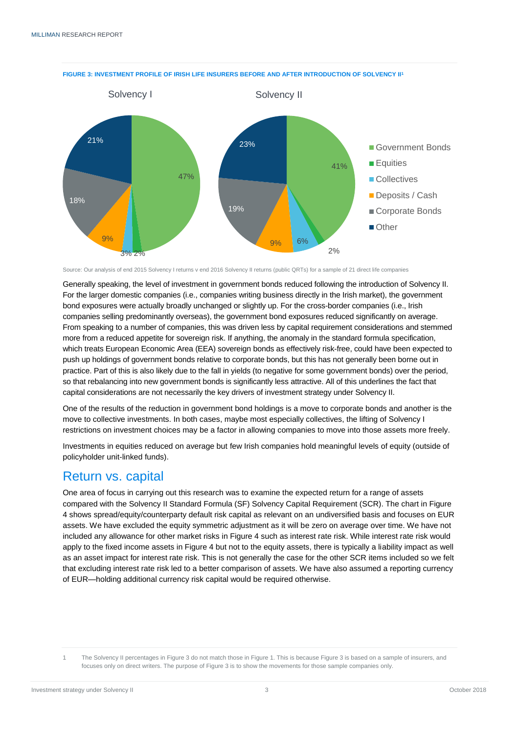**FIGURE 3: INVESTMENT PROFILE OF IRISH LIFE INSURERS BEFORE AND AFTER INTRODUCTION OF SOLVENCY II[1]**

| Asset class | Solvency I | Solvency II |
|---|---|---|
| Government Bonds | 47% | 41% |
| Equities | 2% | 2% |
| Collectives | 3% | 6% |
| Deposits / Cash | 9% | 9% |
| Corporate Bonds | 18% | 19% |
| Other | 21% | 23% |

Source: Our analysis of end 2015 Solvency I returns v end 2016 Solvency II returns (public QRTs) for a sample of 21 direct life companies

Generally speaking, the level of investment in government bonds reduced following the introduction of Solvency II. For the larger domestic companies (i.e., companies writing business directly in the Irish market), the government bond exposures were actually broadly unchanged or slightly up. For the cross-border companies (i.e., Irish companies selling predominantly overseas), the government bond exposures reduced significantly on average. From speaking to a number of companies, this was driven less by capital requirement considerations and stemmed more from a reduced appetite for sovereign risk. If anything, the anomaly in the standard formula specification, which treats European Economic Area (EEA) sovereign bonds as effectively risk-free, could have been expected to push up holdings of government bonds relative to corporate bonds, but this has not generally been borne out in practice. Part of this is also likely due to the fall in yields (to negative for some government bonds) over the period, so that rebalancing into new government bonds is significantly less attractive. All of this underlines the fact that capital considerations are not necessarily the key drivers of investment strategy under Solvency II.

One of the results of the reduction in government bond holdings is a move to corporate bonds and another is the move to collective investments. In both cases, maybe most especially collectives, the lifting of Solvency I restrictions on investment choices may be a factor in allowing companies to move into those assets more freely.

Investments in equities reduced on average but few Irish companies hold meaningful levels of equity (outside of policyholder unit-linked funds).

## Return vs. capital

One area of focus in carrying out this research was to examine the expected return for a range of assets compared with the Solvency II Standard Formula (SF) Solvency Capital Requirement (SCR). The chart in Figure 4 shows spread/equity/counterparty default risk capital as relevant on an undiversified basis and focuses on EUR assets. We have excluded the equity symmetric adjustment as it will be zero on average over time. We have not included any allowance for other market risks in Figure 4 such as interest rate risk. While interest rate risk would apply to the fixed income assets in Figure 4 but not to the equity assets, there is typically a liability impact as well as an asset impact for interest rate risk. This is not generally the case for the other SCR items included so we felt that excluding interest rate risk led to a better comparison of assets. We have also assumed a reporting currency of EUR—holding additional currency risk capital would be required otherwise.

---

1 The Solvency II percentages in Figure 3 do not match those in Figure 1. This is because Figure 3 is based on a sample of insurers, and focuses only on direct writers. The purpose of Figure 3 is to show the movements for those sample companies only.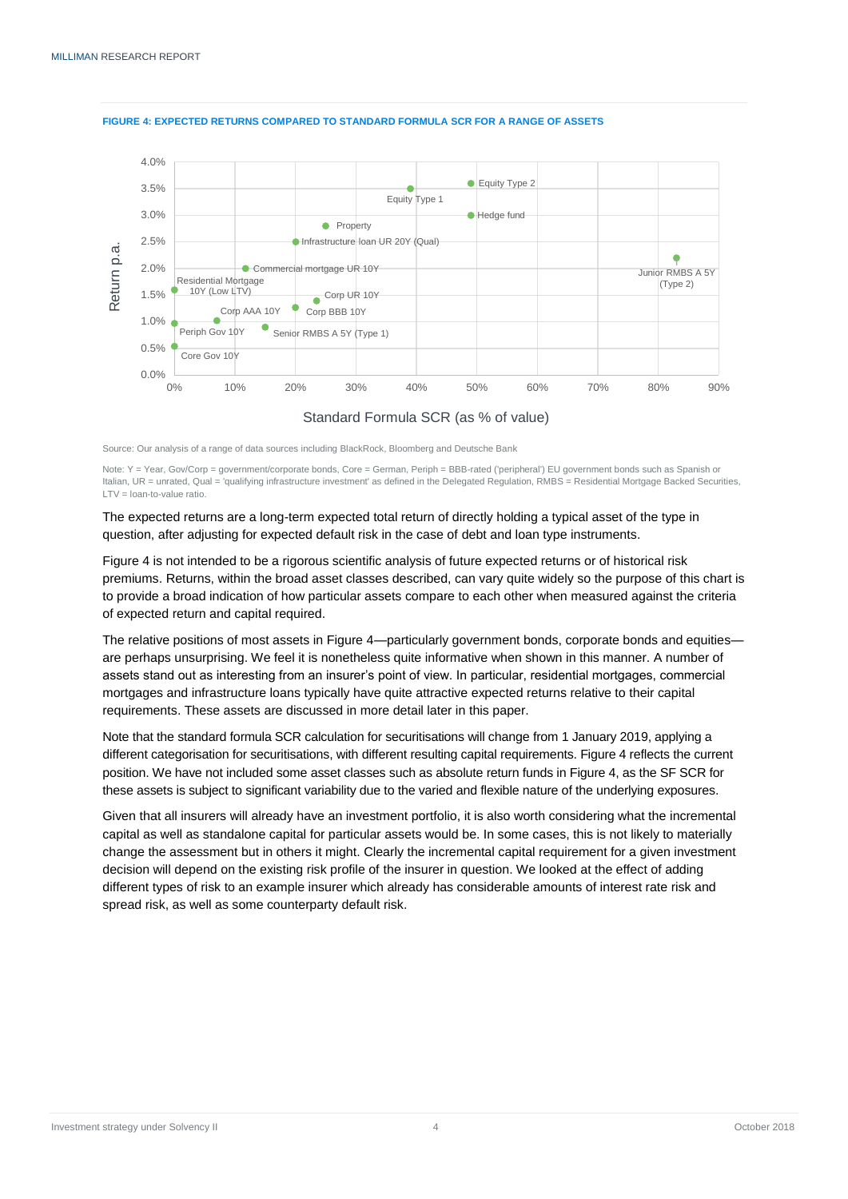**FIGURE 4: EXPECTED RETURNS COMPARED TO STANDARD FORMULA SCR FOR A RANGE OF ASSETS**

Source: Our analysis of a range of data sources including BlackRock, Bloomberg and Deutsche Bank

Note: Y = Year, Gov/Corp = government/corporate bonds, Core = German, Periph = BBB-rated ('peripheral') EU government bonds such as Spanish or Italian, UR = unrated, Qual = 'qualifying infrastructure investment' as defined in the Delegated Regulation, RMBS = Residential Mortgage Backed Securities, LTV = loan-to-value ratio.

The expected returns are a long-term expected total return of directly holding a typical asset of the type in question, after adjusting for expected default risk in the case of debt and loan type instruments.

Figure 4 is not intended to be a rigorous scientific analysis of future expected returns or of historical risk premiums. Returns, within the broad asset classes described, can vary quite widely so the purpose of this chart is to provide a broad indication of how particular assets compare to each other when measured against the criteria of expected return and capital required.

The relative positions of most assets in Figure 4—particularly government bonds, corporate bonds and equities—are perhaps unsurprising. We feel it is nonetheless quite informative when shown in this manner. A number of assets stand out as interesting from an insurer's point of view. In particular, residential mortgages, commercial mortgages and infrastructure loans typically have quite attractive expected returns relative to their capital requirements. These assets are discussed in more detail later in this paper.

Note that the standard formula SCR calculation for securitisations will change from 1 January 2019, applying a different categorisation for securitisations, with different resulting capital requirements. Figure 4 reflects the current position. We have not included some asset classes such as absolute return funds in Figure 4, as the SF SCR for these assets is subject to significant variability due to the varied and flexible nature of the underlying exposures.

Given that all insurers will already have an investment portfolio, it is also worth considering what the incremental capital as well as standalone capital for particular assets would be. In some cases, this is not likely to materially change the assessment but in others it might. Clearly the incremental capital requirement for a given investment decision will depend on the existing risk profile of the insurer in question. We looked at the effect of adding different types of risk to an example insurer which already has considerable amounts of interest rate risk and spread risk, as well as some counterparty default risk.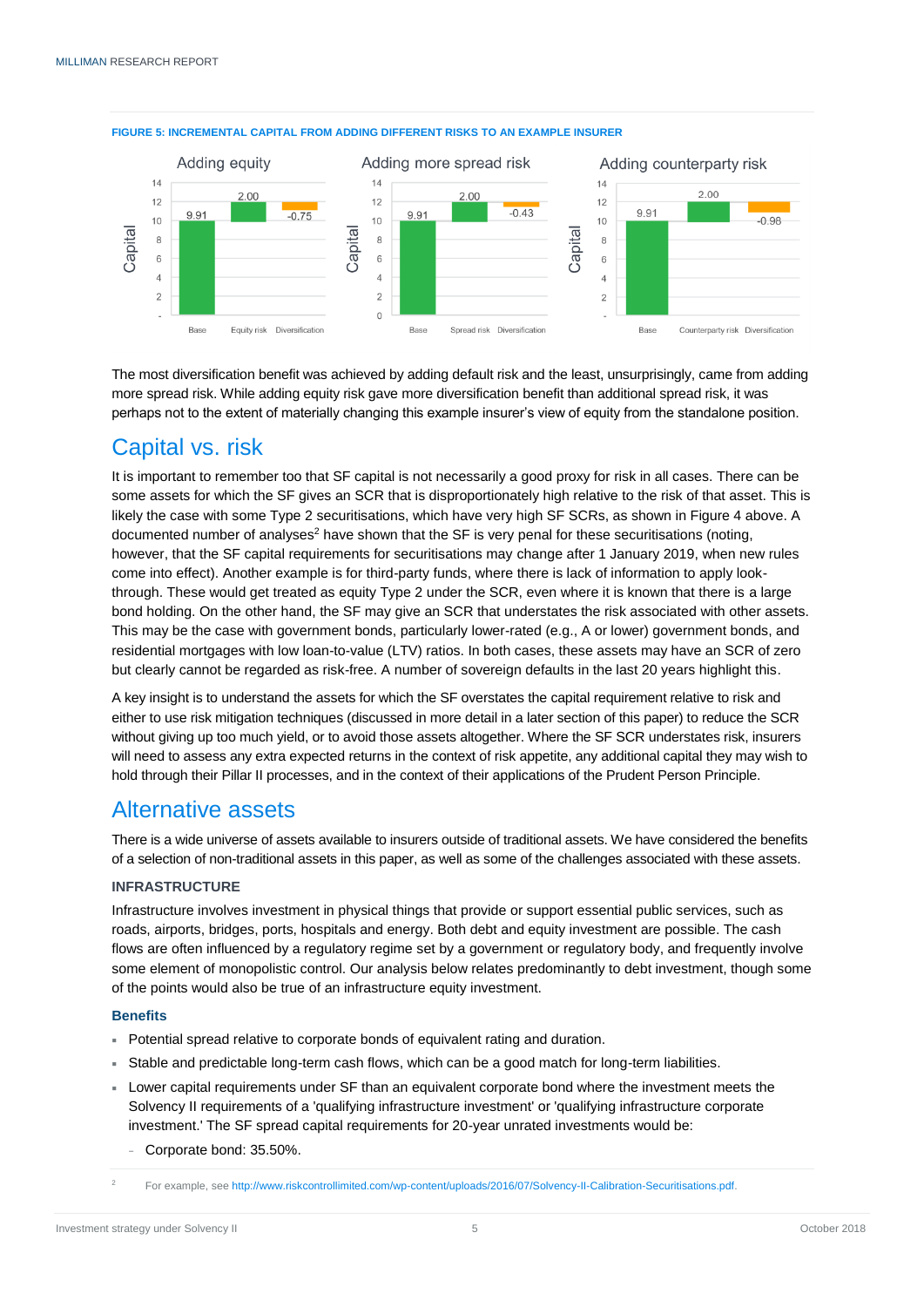FIGURE 5: INCREMENTAL CAPITAL FROM ADDING DIFFERENT RISKS TO AN EXAMPLE INSURER

| | Base | Added risk | Diversification |
|---|---|---|---|
| Adding equity | 9.91 | 2.00 (Equity risk) | -0.75 |
| Adding more spread risk | 9.91 | 2.00 (Spread risk) | -0.43 |
| Adding counterparty risk | 9.91 | 2.00 (Counterparty risk) | -0.98 |

The most diversification benefit was achieved by adding default risk and the least, unsurprisingly, came from adding more spread risk. While adding equity risk gave more diversification benefit than additional spread risk, it was perhaps not to the extent of materially changing this example insurer's view of equity from the standalone position.

# Capital vs. risk

It is important to remember too that SF capital is not necessarily a good proxy for risk in all cases. There can be some assets for which the SF gives an SCR that is disproportionately high relative to the risk of that asset. This is likely the case with some Type 2 securitisations, which have very high SF SCRs, as shown in Figure 4 above. A documented number of analyses[2] have shown that the SF is very penal for these securitisations (noting, however, that the SF capital requirements for securitisations may change after 1 January 2019, when new rules come into effect). Another example is for third-party funds, where there is lack of information to apply look-through. These would get treated as equity Type 2 under the SCR, even where it is known that there is a large bond holding. On the other hand, the SF may give an SCR that understates the risk associated with other assets. This may be the case with government bonds, particularly lower-rated (e.g., A or lower) government bonds, and residential mortgages with low loan-to-value (LTV) ratios. In both cases, these assets may have an SCR of zero but clearly cannot be regarded as risk-free. A number of sovereign defaults in the last 20 years highlight this.

A key insight is to understand the assets for which the SF overstates the capital requirement relative to risk and either to use risk mitigation techniques (discussed in more detail in a later section of this paper) to reduce the SCR without giving up too much yield, or to avoid those assets altogether. Where the SF SCR understates risk, insurers will need to assess any extra expected returns in the context of risk appetite, any additional capital they may wish to hold through their Pillar II processes, and in the context of their applications of the Prudent Person Principle.

# Alternative assets

There is a wide universe of assets available to insurers outside of traditional assets. We have considered the benefits of a selection of non-traditional assets in this paper, as well as some of the challenges associated with these assets.

## INFRASTRUCTURE

Infrastructure involves investment in physical things that provide or support essential public services, such as roads, airports, bridges, ports, hospitals and energy. Both debt and equity investment are possible. The cash flows are often influenced by a regulatory regime set by a government or regulatory body, and frequently involve some element of monopolistic control. Our analysis below relates predominantly to debt investment, though some of the points would also be true of an infrastructure equity investment.

### Benefits

- Potential spread relative to corporate bonds of equivalent rating and duration.
- Stable and predictable long-term cash flows, which can be a good match for long-term liabilities.
- Lower capital requirements under SF than an equivalent corporate bond where the investment meets the Solvency II requirements of a 'qualifying infrastructure investment' or 'qualifying infrastructure corporate investment.' The SF spread capital requirements for 20-year unrated investments would be:
  - Corporate bond: 35.50%.

[2] For example, see http://www.riskcontrollimited.com/wp-content/uploads/2016/07/Solvency-II-Calibration-Securitisations.pdf.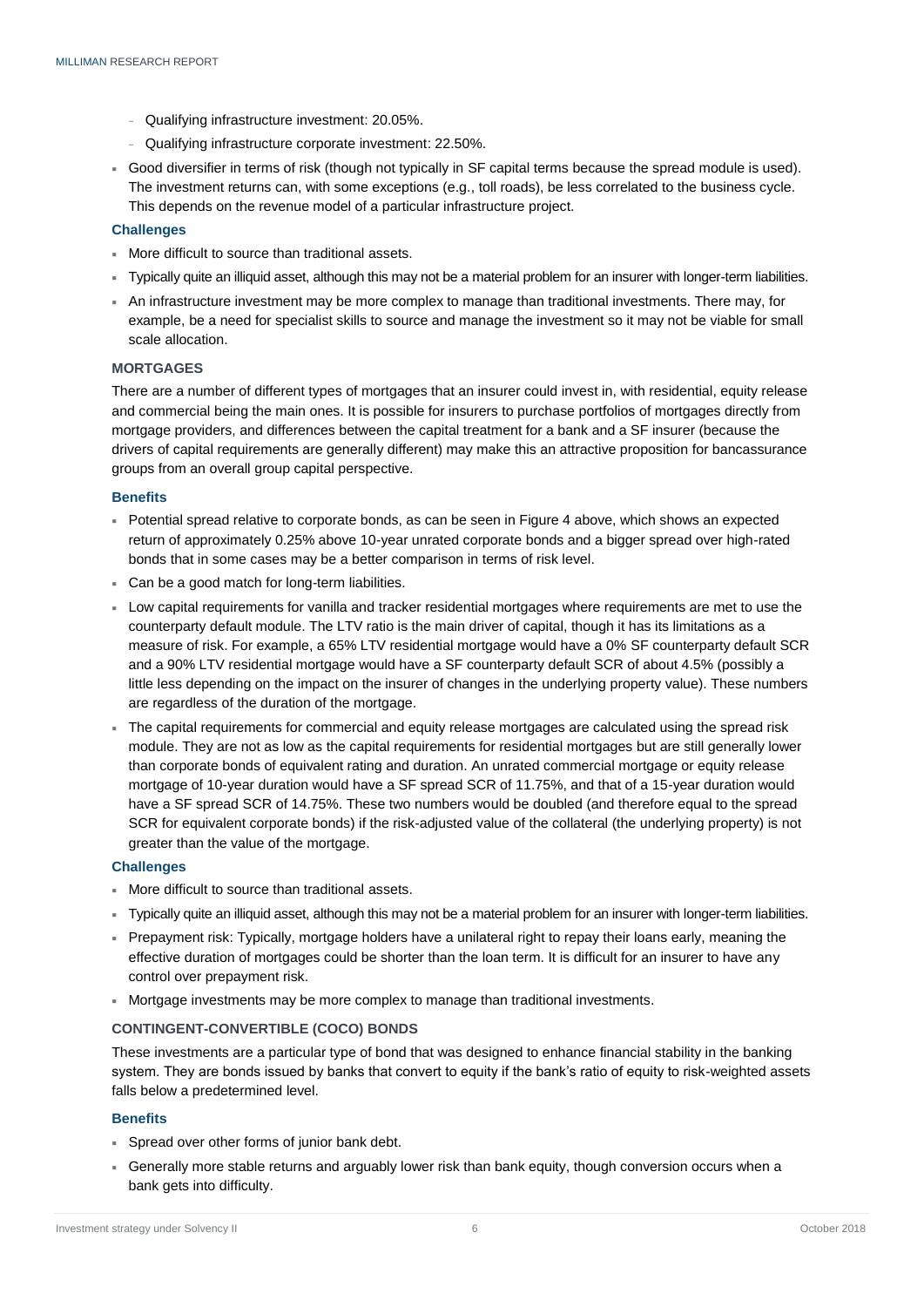- Qualifying infrastructure investment: 20.05%.
- Qualifying infrastructure corporate investment: 22.50%.

- Good diversifier in terms of risk (though not typically in SF capital terms because the spread module is used). The investment returns can, with some exceptions (e.g., toll roads), be less correlated to the business cycle. This depends on the revenue model of a particular infrastructure project.

### Challenges

- More difficult to source than traditional assets.
- Typically quite an illiquid asset, although this may not be a material problem for an insurer with longer-term liabilities.
- An infrastructure investment may be more complex to manage than traditional investments. There may, for example, be a need for specialist skills to source and manage the investment so it may not be viable for small scale allocation.

## MORTGAGES

There are a number of different types of mortgages that an insurer could invest in, with residential, equity release and commercial being the main ones. It is possible for insurers to purchase portfolios of mortgages directly from mortgage providers, and differences between the capital treatment for a bank and a SF insurer (because the drivers of capital requirements are generally different) may make this an attractive proposition for bancassurance groups from an overall group capital perspective.

### Benefits

- Potential spread relative to corporate bonds, as can be seen in Figure 4 above, which shows an expected return of approximately 0.25% above 10-year unrated corporate bonds and a bigger spread over high-rated bonds that in some cases may be a better comparison in terms of risk level.
- Can be a good match for long-term liabilities.
- Low capital requirements for vanilla and tracker residential mortgages where requirements are met to use the counterparty default module. The LTV ratio is the main driver of capital, though it has its limitations as a measure of risk. For example, a 65% LTV residential mortgage would have a 0% SF counterparty default SCR and a 90% LTV residential mortgage would have a SF counterparty default SCR of about 4.5% (possibly a little less depending on the impact on the insurer of changes in the underlying property value). These numbers are regardless of the duration of the mortgage.
- The capital requirements for commercial and equity release mortgages are calculated using the spread risk module. They are not as low as the capital requirements for residential mortgages but are still generally lower than corporate bonds of equivalent rating and duration. An unrated commercial mortgage or equity release mortgage of 10-year duration would have a SF spread SCR of 11.75%, and that of a 15-year duration would have a SF spread SCR of 14.75%. These two numbers would be doubled (and therefore equal to the spread SCR for equivalent corporate bonds) if the risk-adjusted value of the collateral (the underlying property) is not greater than the value of the mortgage.

### Challenges

- More difficult to source than traditional assets.
- Typically quite an illiquid asset, although this may not be a material problem for an insurer with longer-term liabilities.
- Prepayment risk: Typically, mortgage holders have a unilateral right to repay their loans early, meaning the effective duration of mortgages could be shorter than the loan term. It is difficult for an insurer to have any control over prepayment risk.
- Mortgage investments may be more complex to manage than traditional investments.

## CONTINGENT-CONVERTIBLE (COCO) BONDS

These investments are a particular type of bond that was designed to enhance financial stability in the banking system. They are bonds issued by banks that convert to equity if the bank's ratio of equity to risk-weighted assets falls below a predetermined level.

### Benefits

- Spread over other forms of junior bank debt.
- Generally more stable returns and arguably lower risk than bank equity, though conversion occurs when a bank gets into difficulty.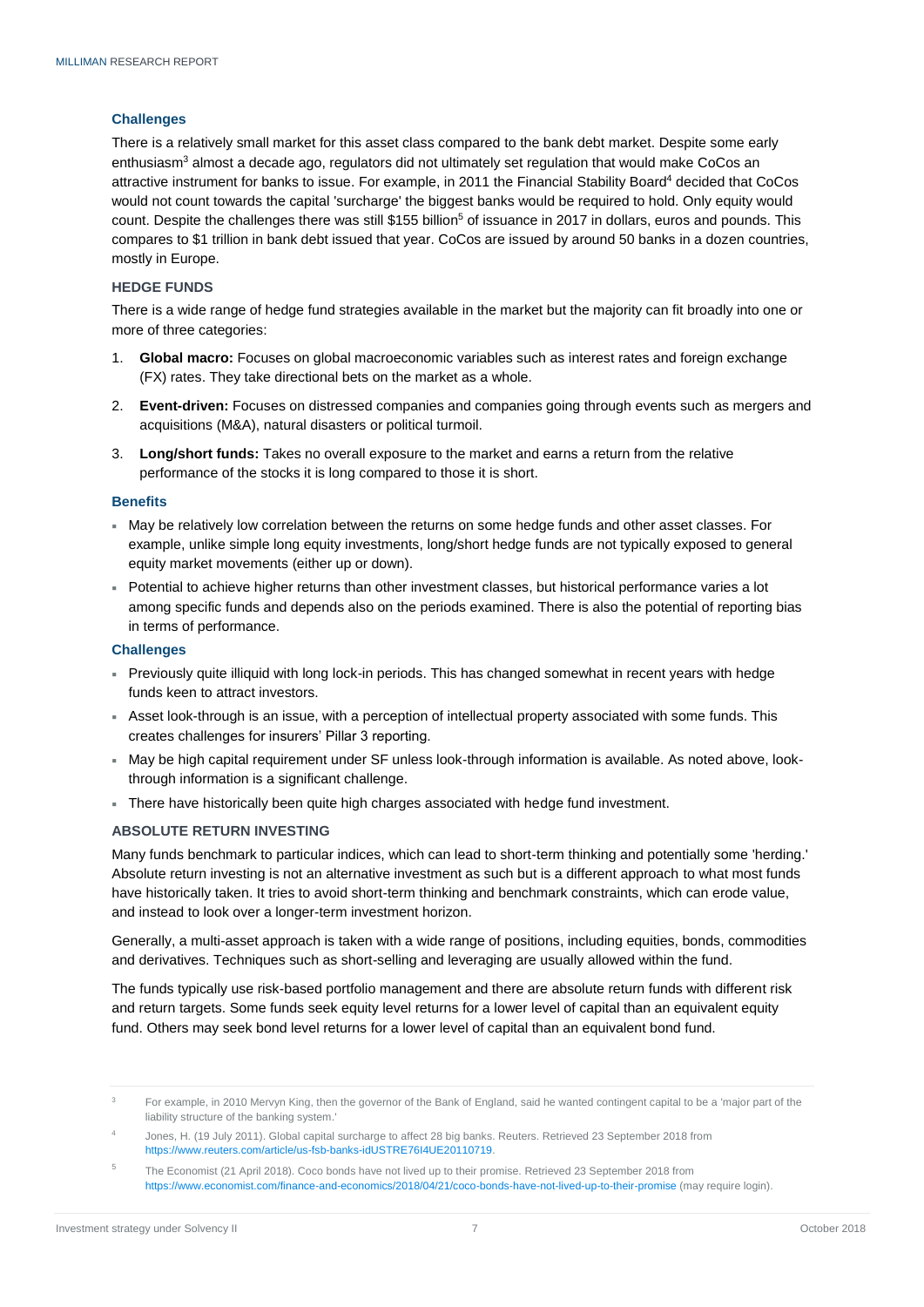### Challenges

There is a relatively small market for this asset class compared to the bank debt market. Despite some early enthusiasm[3] almost a decade ago, regulators did not ultimately set regulation that would make CoCos an attractive instrument for banks to issue. For example, in 2011 the Financial Stability Board[4] decided that CoCos would not count towards the capital 'surcharge' the biggest banks would be required to hold. Only equity would count. Despite the challenges there was still $155 billion[5] of issuance in 2017 in dollars, euros and pounds. This compares to $1 trillion in bank debt issued that year. CoCos are issued by around 50 banks in a dozen countries, mostly in Europe.

## HEDGE FUNDS

There is a wide range of hedge fund strategies available in the market but the majority can fit broadly into one or more of three categories:

1. **Global macro:** Focuses on global macroeconomic variables such as interest rates and foreign exchange (FX) rates. They take directional bets on the market as a whole.
2. **Event-driven:** Focuses on distressed companies and companies going through events such as mergers and acquisitions (M&A), natural disasters or political turmoil.
3. **Long/short funds:** Takes no overall exposure to the market and earns a return from the relative performance of the stocks it is long compared to those it is short.

### Benefits

- May be relatively low correlation between the returns on some hedge funds and other asset classes. For example, unlike simple long equity investments, long/short hedge funds are not typically exposed to general equity market movements (either up or down).
- Potential to achieve higher returns than other investment classes, but historical performance varies a lot among specific funds and depends also on the periods examined. There is also the potential of reporting bias in terms of performance.

### Challenges

- Previously quite illiquid with long lock-in periods. This has changed somewhat in recent years with hedge funds keen to attract investors.
- Asset look-through is an issue, with a perception of intellectual property associated with some funds. This creates challenges for insurers' Pillar 3 reporting.
- May be high capital requirement under SF unless look-through information is available. As noted above, look-through information is a significant challenge.
- There have historically been quite high charges associated with hedge fund investment.

## ABSOLUTE RETURN INVESTING

Many funds benchmark to particular indices, which can lead to short-term thinking and potentially some 'herding.' Absolute return investing is not an alternative investment as such but is a different approach to what most funds have historically taken. It tries to avoid short-term thinking and benchmark constraints, which can erode value, and instead to look over a longer-term investment horizon.

Generally, a multi-asset approach is taken with a wide range of positions, including equities, bonds, commodities and derivatives. Techniques such as short-selling and leveraging are usually allowed within the fund.

The funds typically use risk-based portfolio management and there are absolute return funds with different risk and return targets. Some funds seek equity level returns for a lower level of capital than an equivalent equity fund. Others may seek bond level returns for a lower level of capital than an equivalent bond fund.

---

[3] For example, in 2010 Mervyn King, then the governor of the Bank of England, said he wanted contingent capital to be a 'major part of the liability structure of the banking system.'

[4] Jones, H. (19 July 2011). Global capital surcharge to affect 28 big banks. Reuters. Retrieved 23 September 2018 from https://www.reuters.com/article/us-fsb-banks-idUSTRE76I4UE20110719.

[5] The Economist (21 April 2018). Coco bonds have not lived up to their promise. Retrieved 23 September 2018 from https://www.economist.com/finance-and-economics/2018/04/21/coco-bonds-have-not-lived-up-to-their-promise (may require login).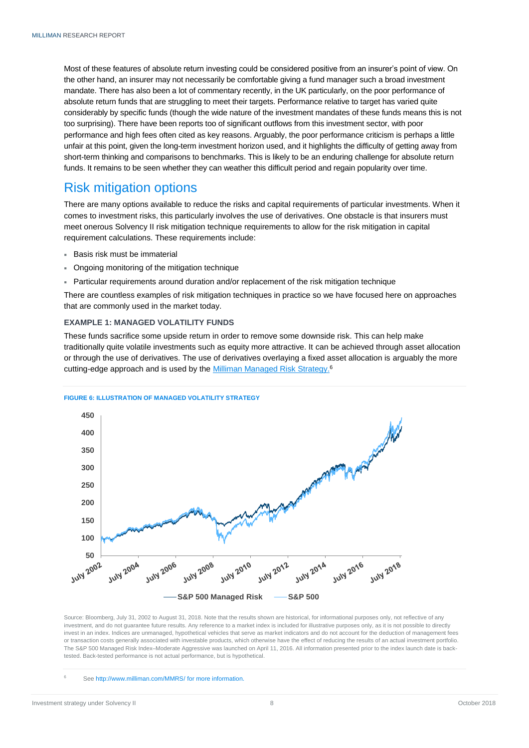Most of these features of absolute return investing could be considered positive from an insurer's point of view. On the other hand, an insurer may not necessarily be comfortable giving a fund manager such a broad investment mandate. There has also been a lot of commentary recently, in the UK particularly, on the poor performance of absolute return funds that are struggling to meet their targets. Performance relative to target has varied quite considerably by specific funds (though the wide nature of the investment mandates of these funds means this is not too surprising). There have been reports too of significant outflows from this investment sector, with poor performance and high fees often cited as key reasons. Arguably, the poor performance criticism is perhaps a little unfair at this point, given the long-term investment horizon used, and it highlights the difficulty of getting away from short-term thinking and comparisons to benchmarks. This is likely to be an enduring challenge for absolute return funds. It remains to be seen whether they can weather this difficult period and regain popularity over time.

## Risk mitigation options

There are many options available to reduce the risks and capital requirements of particular investments. When it comes to investment risks, this particularly involves the use of derivatives. One obstacle is that insurers must meet onerous Solvency II risk mitigation technique requirements to allow for the risk mitigation in capital requirement calculations. These requirements include:

- Basis risk must be immaterial
- Ongoing monitoring of the mitigation technique
- Particular requirements around duration and/or replacement of the risk mitigation technique

There are countless examples of risk mitigation techniques in practice so we have focused here on approaches that are commonly used in the market today.

### EXAMPLE 1: MANAGED VOLATILITY FUNDS

These funds sacrifice some upside return in order to remove some downside risk. This can help make traditionally quite volatile investments such as equity more attractive. It can be achieved through asset allocation or through the use of derivatives. The use of derivatives overlaying a fixed asset allocation is arguably the more cutting-edge approach and is used by the Milliman Managed Risk Strategy.[6]

**FIGURE 6: ILLUSTRATION OF MANAGED VOLATILITY STRATEGY**

Source: Bloomberg, July 31, 2002 to August 31, 2018. Note that the results shown are historical, for informational purposes only, not reflective of any investment, and do not guarantee future results. Any reference to a market index is included for illustrative purposes only, as it is not possible to directly invest in an index. Indices are unmanaged, hypothetical vehicles that serve as market indicators and do not account for the deduction of management fees or transaction costs generally associated with investable products, which otherwise have the effect of reducing the results of an actual investment portfolio. The S&P 500 Managed Risk Index–Moderate Aggressive was launched on April 11, 2016. All information presented prior to the index launch date is back-tested. Back-tested performance is not actual performance, but is hypothetical.

[6] See http://www.milliman.com/MMRS/ for more information.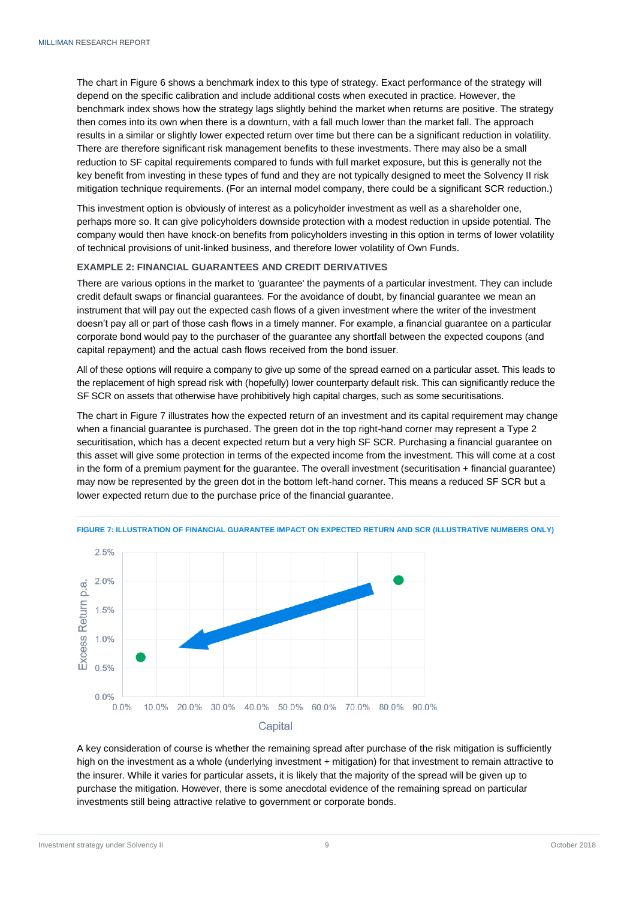The chart in Figure 6 shows a benchmark index to this type of strategy. Exact performance of the strategy will depend on the specific calibration and include additional costs when executed in practice. However, the benchmark index shows how the strategy lags slightly behind the market when returns are positive. The strategy then comes into its own when there is a downturn, with a fall much lower than the market fall. The approach results in a similar or slightly lower expected return over time but there can be a significant reduction in volatility. There are therefore significant risk management benefits to these investments. There may also be a small reduction to SF capital requirements compared to funds with full market exposure, but this is generally not the key benefit from investing in these types of fund and they are not typically designed to meet the Solvency II risk mitigation technique requirements. (For an internal model company, there could be a significant SCR reduction.)

This investment option is obviously of interest as a policyholder investment as well as a shareholder one, perhaps more so. It can give policyholders downside protection with a modest reduction in upside potential. The company would then have knock-on benefits from policyholders investing in this option in terms of lower volatility of technical provisions of unit-linked business, and therefore lower volatility of Own Funds.

### EXAMPLE 2: FINANCIAL GUARANTEES AND CREDIT DERIVATIVES

There are various options in the market to 'guarantee' the payments of a particular investment. They can include credit default swaps or financial guarantees. For the avoidance of doubt, by financial guarantee we mean an instrument that will pay out the expected cash flows of a given investment where the writer of the investment doesn't pay all or part of those cash flows in a timely manner. For example, a financial guarantee on a particular corporate bond would pay to the purchaser of the guarantee any shortfall between the expected coupons (and capital repayment) and the actual cash flows received from the bond issuer.

All of these options will require a company to give up some of the spread earned on a particular asset. This leads to the replacement of high spread risk with (hopefully) lower counterparty default risk. This can significantly reduce the SF SCR on assets that otherwise have prohibitively high capital charges, such as some securitisations.

The chart in Figure 7 illustrates how the expected return of an investment and its capital requirement may change when a financial guarantee is purchased. The green dot in the top right-hand corner may represent a Type 2 securitisation, which has a decent expected return but a very high SF SCR. Purchasing a financial guarantee on this asset will give some protection in terms of the expected income from the investment. This will come at a cost in the form of a premium payment for the guarantee. The overall investment (securitisation + financial guarantee) may now be represented by the green dot in the bottom left-hand corner. This means a reduced SF SCR but a lower expected return due to the purchase price of the financial guarantee.

**FIGURE 7: ILLUSTRATION OF FINANCIAL GUARANTEE IMPACT ON EXPECTED RETURN AND SCR (ILLUSTRATIVE NUMBERS ONLY)**

A key consideration of course is whether the remaining spread after purchase of the risk mitigation is sufficiently high on the investment as a whole (underlying investment + mitigation) for that investment to remain attractive to the insurer. While it varies for particular assets, it is likely that the majority of the spread will be given up to purchase the mitigation. However, there is some anecdotal evidence of the remaining spread on particular investments still being attractive relative to government or corporate bonds.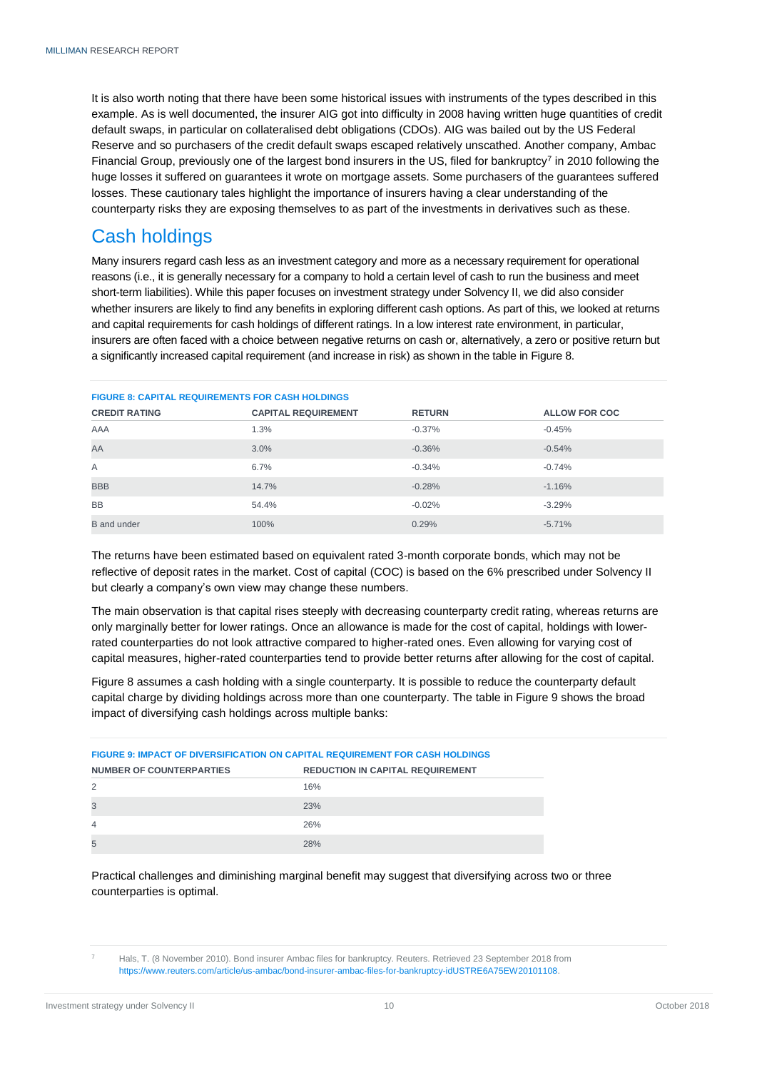It is also worth noting that there have been some historical issues with instruments of the types described in this example. As is well documented, the insurer AIG got into difficulty in 2008 having written huge quantities of credit default swaps, in particular on collateralised debt obligations (CDOs). AIG was bailed out by the US Federal Reserve and so purchasers of the credit default swaps escaped relatively unscathed. Another company, Ambac Financial Group, previously one of the largest bond insurers in the US, filed for bankruptcy[7] in 2010 following the huge losses it suffered on guarantees it wrote on mortgage assets. Some purchasers of the guarantees suffered losses. These cautionary tales highlight the importance of insurers having a clear understanding of the counterparty risks they are exposing themselves to as part of the investments in derivatives such as these.

## Cash holdings

Many insurers regard cash less as an investment category and more as a necessary requirement for operational reasons (i.e., it is generally necessary for a company to hold a certain level of cash to run the business and meet short-term liabilities). While this paper focuses on investment strategy under Solvency II, we did also consider whether insurers are likely to find any benefits in exploring different cash options. As part of this, we looked at returns and capital requirements for cash holdings of different ratings. In a low interest rate environment, in particular, insurers are often faced with a choice between negative returns on cash or, alternatively, a zero or positive return but a significantly increased capital requirement (and increase in risk) as shown in the table in Figure 8.

**FIGURE 8: CAPITAL REQUIREMENTS FOR CASH HOLDINGS**

| CREDIT RATING | CAPITAL REQUIREMENT | RETURN | ALLOW FOR COC |
|---|---|---|---|
| AAA | 1.3% | -0.37% | -0.45% |
| AA | 3.0% | -0.36% | -0.54% |
| A | 6.7% | -0.34% | -0.74% |
| BBB | 14.7% | -0.28% | -1.16% |
| BB | 54.4% | -0.02% | -3.29% |
| B and under | 100% | 0.29% | -5.71% |

The returns have been estimated based on equivalent rated 3-month corporate bonds, which may not be reflective of deposit rates in the market. Cost of capital (COC) is based on the 6% prescribed under Solvency II but clearly a company's own view may change these numbers.

The main observation is that capital rises steeply with decreasing counterparty credit rating, whereas returns are only marginally better for lower ratings. Once an allowance is made for the cost of capital, holdings with lower-rated counterparties do not look attractive compared to higher-rated ones. Even allowing for varying cost of capital measures, higher-rated counterparties tend to provide better returns after allowing for the cost of capital.

Figure 8 assumes a cash holding with a single counterparty. It is possible to reduce the counterparty default capital charge by dividing holdings across more than one counterparty. The table in Figure 9 shows the broad impact of diversifying cash holdings across multiple banks:

**FIGURE 9: IMPACT OF DIVERSIFICATION ON CAPITAL REQUIREMENT FOR CASH HOLDINGS**

| NUMBER OF COUNTERPARTIES | REDUCTION IN CAPITAL REQUIREMENT |
|---|---|
| 2 | 16% |
| 3 | 23% |
| 4 | 26% |
| 5 | 28% |

Practical challenges and diminishing marginal benefit may suggest that diversifying across two or three counterparties is optimal.

[7] Hals, T. (8 November 2010). Bond insurer Ambac files for bankruptcy. Reuters. Retrieved 23 September 2018 from https://www.reuters.com/article/us-ambac/bond-insurer-ambac-files-for-bankruptcy-idUSTRE6A75EW20101108.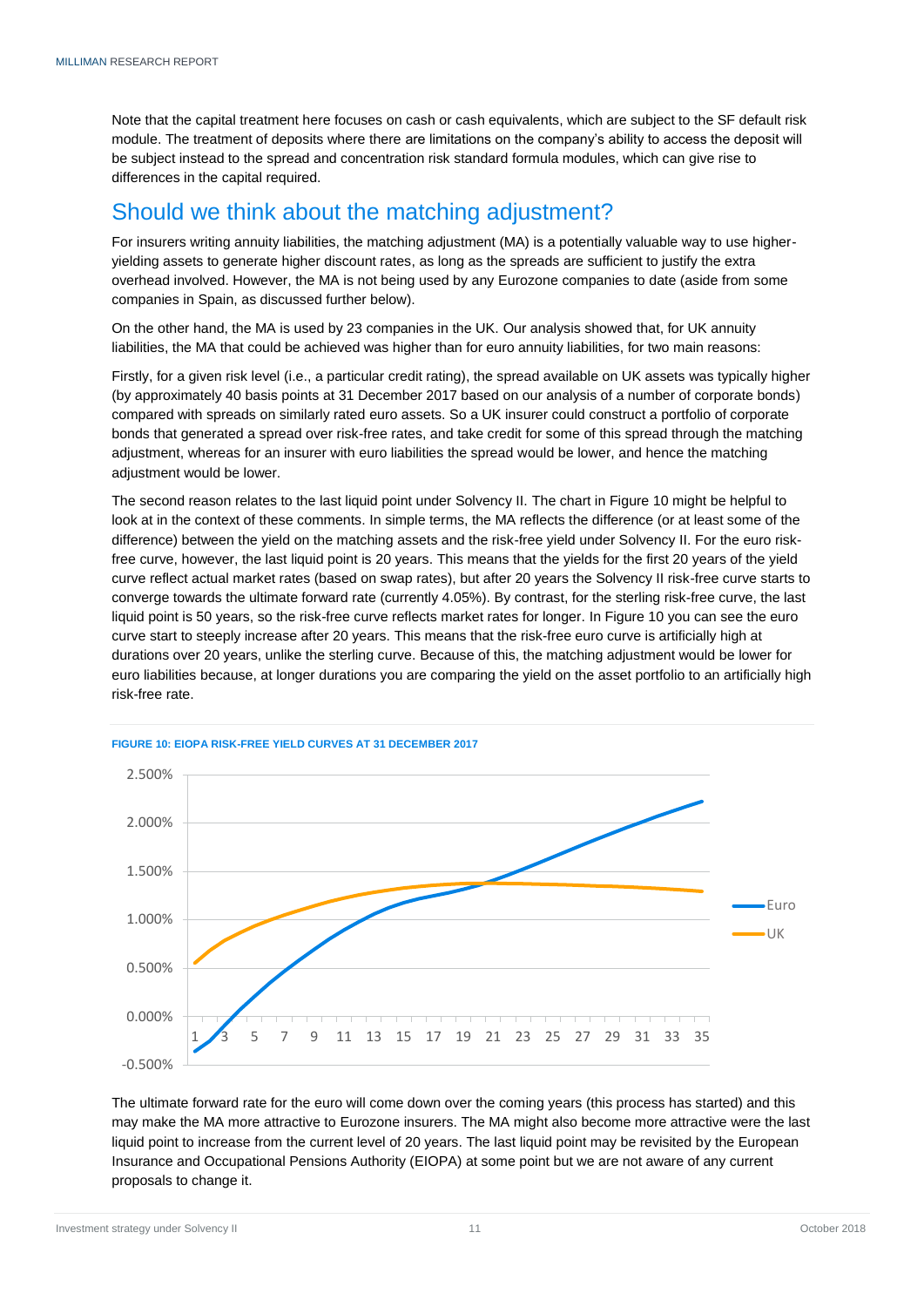Note that the capital treatment here focuses on cash or cash equivalents, which are subject to the SF default risk module. The treatment of deposits where there are limitations on the company's ability to access the deposit will be subject instead to the spread and concentration risk standard formula modules, which can give rise to differences in the capital required.

## Should we think about the matching adjustment?

For insurers writing annuity liabilities, the matching adjustment (MA) is a potentially valuable way to use higher-yielding assets to generate higher discount rates, as long as the spreads are sufficient to justify the extra overhead involved. However, the MA is not being used by any Eurozone companies to date (aside from some companies in Spain, as discussed further below).

On the other hand, the MA is used by 23 companies in the UK. Our analysis showed that, for UK annuity liabilities, the MA that could be achieved was higher than for euro annuity liabilities, for two main reasons:

Firstly, for a given risk level (i.e., a particular credit rating), the spread available on UK assets was typically higher (by approximately 40 basis points at 31 December 2017 based on our analysis of a number of corporate bonds) compared with spreads on similarly rated euro assets. So a UK insurer could construct a portfolio of corporate bonds that generated a spread over risk-free rates, and take credit for some of this spread through the matching adjustment, whereas for an insurer with euro liabilities the spread would be lower, and hence the matching adjustment would be lower.

The second reason relates to the last liquid point under Solvency II. The chart in Figure 10 might be helpful to look at in the context of these comments. In simple terms, the MA reflects the difference (or at least some of the difference) between the yield on the matching assets and the risk-free yield under Solvency II. For the euro risk-free curve, however, the last liquid point is 20 years. This means that the yields for the first 20 years of the yield curve reflect actual market rates (based on swap rates), but after 20 years the Solvency II risk-free curve starts to converge towards the ultimate forward rate (currently 4.05%). By contrast, for the sterling risk-free curve, the last liquid point is 50 years, so the risk-free curve reflects market rates for longer. In Figure 10 you can see the euro curve start to steeply increase after 20 years. This means that the risk-free euro curve is artificially high at durations over 20 years, unlike the sterling curve. Because of this, the matching adjustment would be lower for euro liabilities because, at longer durations you are comparing the yield on the asset portfolio to an artificially high risk-free rate.

**FIGURE 10: EIOPA RISK-FREE YIELD CURVES AT 31 DECEMBER 2017**

The ultimate forward rate for the euro will come down over the coming years (this process has started) and this may make the MA more attractive to Eurozone insurers. The MA might also become more attractive were the last liquid point to increase from the current level of 20 years. The last liquid point may be revisited by the European Insurance and Occupational Pensions Authority (EIOPA) at some point but we are not aware of any current proposals to change it.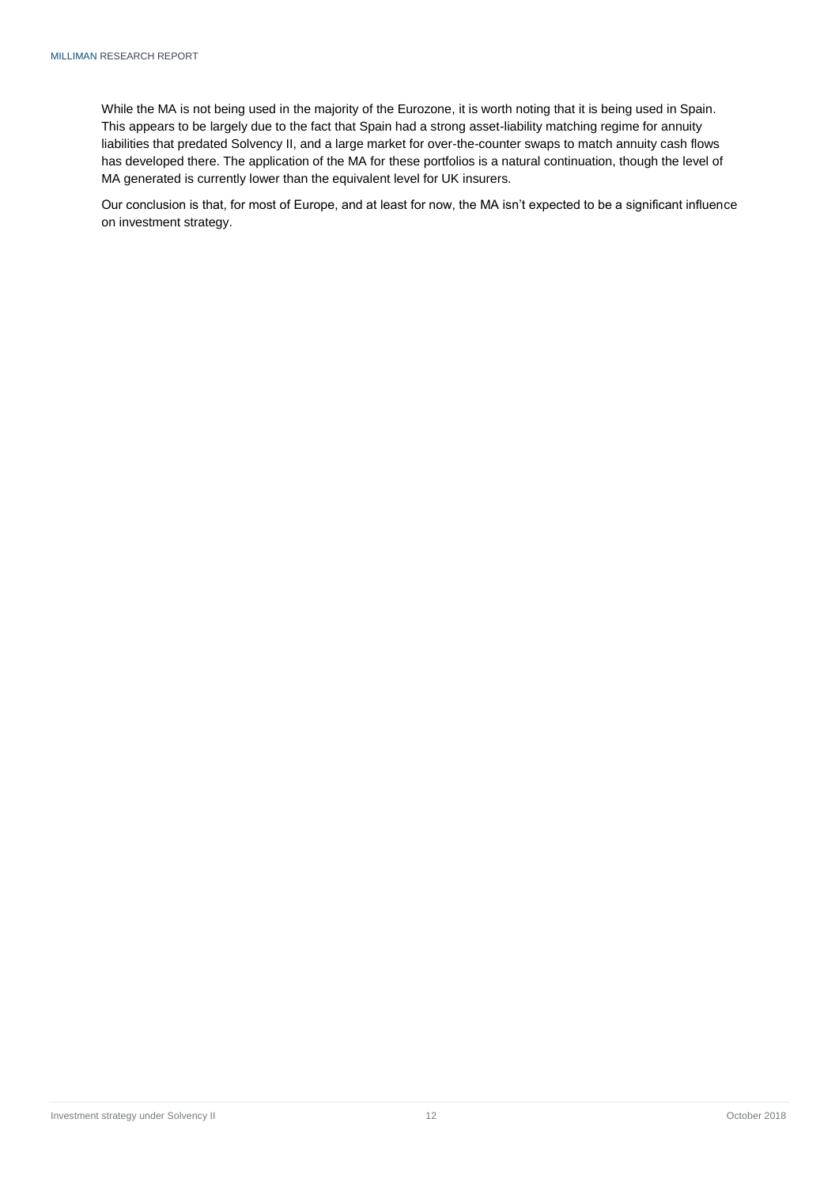While the MA is not being used in the majority of the Eurozone, it is worth noting that it is being used in Spain. This appears to be largely due to the fact that Spain had a strong asset-liability matching regime for annuity liabilities that predated Solvency II, and a large market for over-the-counter swaps to match annuity cash flows has developed there. The application of the MA for these portfolios is a natural continuation, though the level of MA generated is currently lower than the equivalent level for UK insurers.

Our conclusion is that, for most of Europe, and at least for now, the MA isn't expected to be a significant influence on investment strategy.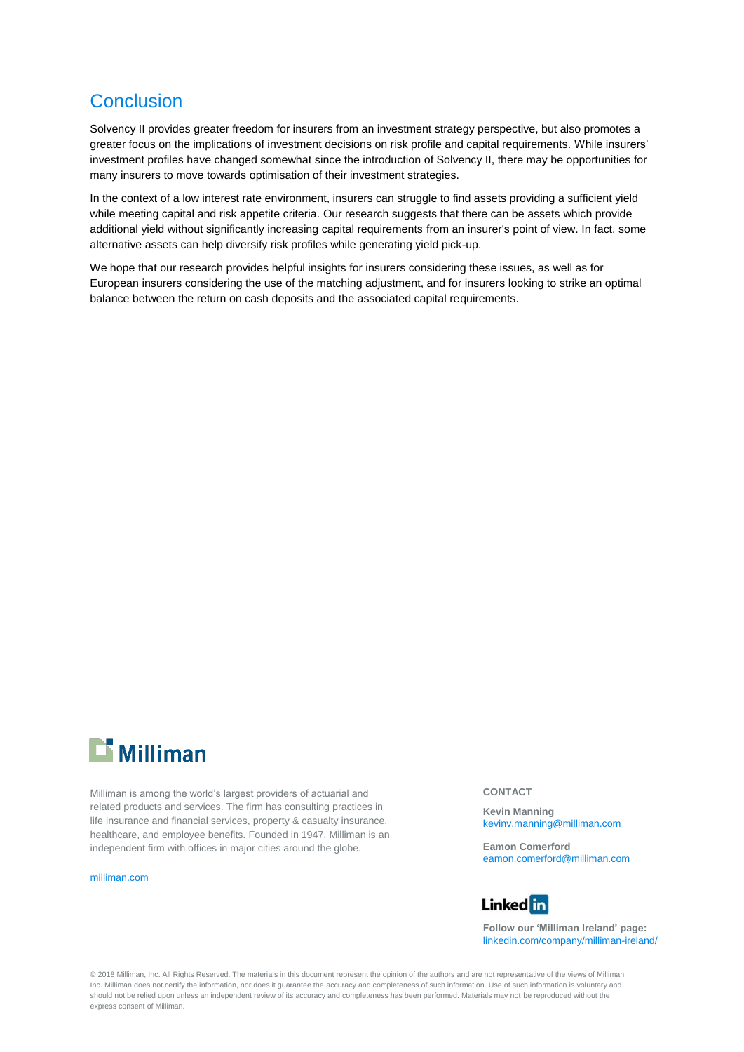## Conclusion

Solvency II provides greater freedom for insurers from an investment strategy perspective, but also promotes a greater focus on the implications of investment decisions on risk profile and capital requirements. While insurers' investment profiles have changed somewhat since the introduction of Solvency II, there may be opportunities for many insurers to move towards optimisation of their investment strategies.

In the context of a low interest rate environment, insurers can struggle to find assets providing a sufficient yield while meeting capital and risk appetite criteria. Our research suggests that there can be assets which provide additional yield without significantly increasing capital requirements from an insurer's point of view. In fact, some alternative assets can help diversify risk profiles while generating yield pick-up.

We hope that our research provides helpful insights for insurers considering these issues, as well as for European insurers considering the use of the matching adjustment, and for insurers looking to strike an optimal balance between the return on cash deposits and the associated capital requirements.

---

Milliman

Milliman is among the world's largest providers of actuarial and related products and services. The firm has consulting practices in life insurance and financial services, property & casualty insurance, healthcare, and employee benefits. Founded in 1947, Milliman is an independent firm with offices in major cities around the globe.

milliman.com

**CONTACT**

**Kevin Manning**
kevinv.manning@milliman.com

**Eamon Comerford**
eamon.comerford@milliman.com

LinkedIn

**Follow our 'Milliman Ireland' page:**
linkedin.com/company/milliman-ireland/

© 2018 Milliman, Inc. All Rights Reserved. The materials in this document represent the opinion of the authors and are not representative of the views of Milliman, Inc. Milliman does not certify the information, nor does it guarantee the accuracy and completeness of such information. Use of such information is voluntary and should not be relied upon unless an independent review of its accuracy and completeness has been performed. Materials may not be reproduced without the express consent of Milliman.